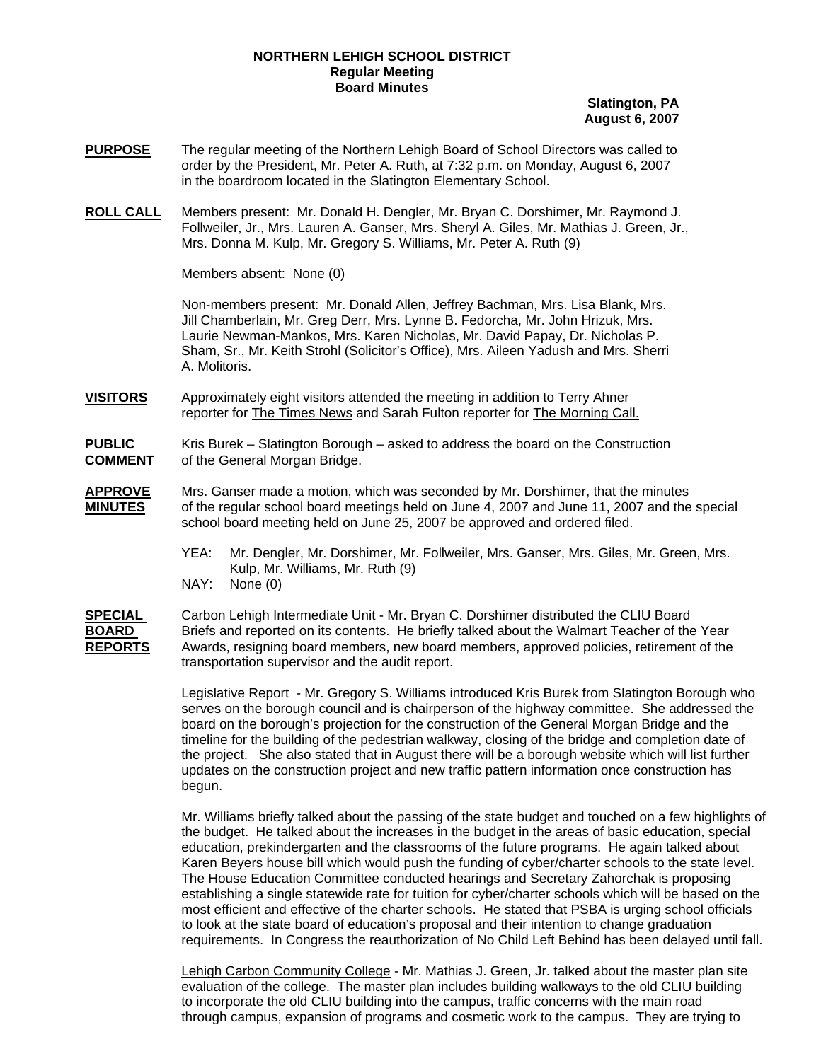# NORTHERN LEHIGH SCHOOL DISTRICT
## Regular Meeting
## Board Minutes

**Slatington, PA**
**August 6, 2007**

**PURPOSE** The regular meeting of the Northern Lehigh Board of School Directors was called to order by the President, Mr. Peter A. Ruth, at 7:32 p.m. on Monday, August 6, 2007 in the boardroom located in the Slatington Elementary School.

**ROLL CALL** Members present: Mr. Donald H. Dengler, Mr. Bryan C. Dorshimer, Mr. Raymond J. Follweiler, Jr., Mrs. Lauren A. Ganser, Mrs. Sheryl A. Giles, Mr. Mathias J. Green, Jr., Mrs. Donna M. Kulp, Mr. Gregory S. Williams, Mr. Peter A. Ruth (9)

Members absent: None (0)

Non-members present: Mr. Donald Allen, Jeffrey Bachman, Mrs. Lisa Blank, Mrs. Jill Chamberlain, Mr. Greg Derr, Mrs. Lynne B. Fedorcha, Mr. John Hrizuk, Mrs. Laurie Newman-Mankos, Mrs. Karen Nicholas, Mr. David Papay, Dr. Nicholas P. Sham, Sr., Mr. Keith Strohl (Solicitor's Office), Mrs. Aileen Yadush and Mrs. Sherri A. Molitoris.

**VISITORS** Approximately eight visitors attended the meeting in addition to Terry Ahner reporter for The Times News and Sarah Fulton reporter for The Morning Call.

**PUBLIC COMMENT** Kris Burek – Slatington Borough – asked to address the board on the Construction of the General Morgan Bridge.

**APPROVE MINUTES** Mrs. Ganser made a motion, which was seconded by Mr. Dorshimer, that the minutes of the regular school board meetings held on June 4, 2007 and June 11, 2007 and the special school board meeting held on June 25, 2007 be approved and ordered filed.

YEA: Mr. Dengler, Mr. Dorshimer, Mr. Follweiler, Mrs. Ganser, Mrs. Giles, Mr. Green, Mrs. Kulp, Mr. Williams, Mr. Ruth (9)
NAY: None (0)

**SPECIAL BOARD REPORTS** Carbon Lehigh Intermediate Unit - Mr. Bryan C. Dorshimer distributed the CLIU Board Briefs and reported on its contents. He briefly talked about the Walmart Teacher of the Year Awards, resigning board members, new board members, approved policies, retirement of the transportation supervisor and the audit report.

Legislative Report - Mr. Gregory S. Williams introduced Kris Burek from Slatington Borough who serves on the borough council and is chairperson of the highway committee. She addressed the board on the borough's projection for the construction of the General Morgan Bridge and the timeline for the building of the pedestrian walkway, closing of the bridge and completion date of the project. She also stated that in August there will be a borough website which will list further updates on the construction project and new traffic pattern information once construction has begun.

Mr. Williams briefly talked about the passing of the state budget and touched on a few highlights of the budget. He talked about the increases in the budget in the areas of basic education, special education, prekindergarten and the classrooms of the future programs. He again talked about Karen Beyers house bill which would push the funding of cyber/charter schools to the state level. The House Education Committee conducted hearings and Secretary Zahorchak is proposing establishing a single statewide rate for tuition for cyber/charter schools which will be based on the most efficient and effective of the charter schools. He stated that PSBA is urging school officials to look at the state board of education's proposal and their intention to change graduation requirements. In Congress the reauthorization of No Child Left Behind has been delayed until fall.

Lehigh Carbon Community College - Mr. Mathias J. Green, Jr. talked about the master plan site evaluation of the college. The master plan includes building walkways to the old CLIU building to incorporate the old CLIU building into the campus, traffic concerns with the main road through campus, expansion of programs and cosmetic work to the campus. They are trying to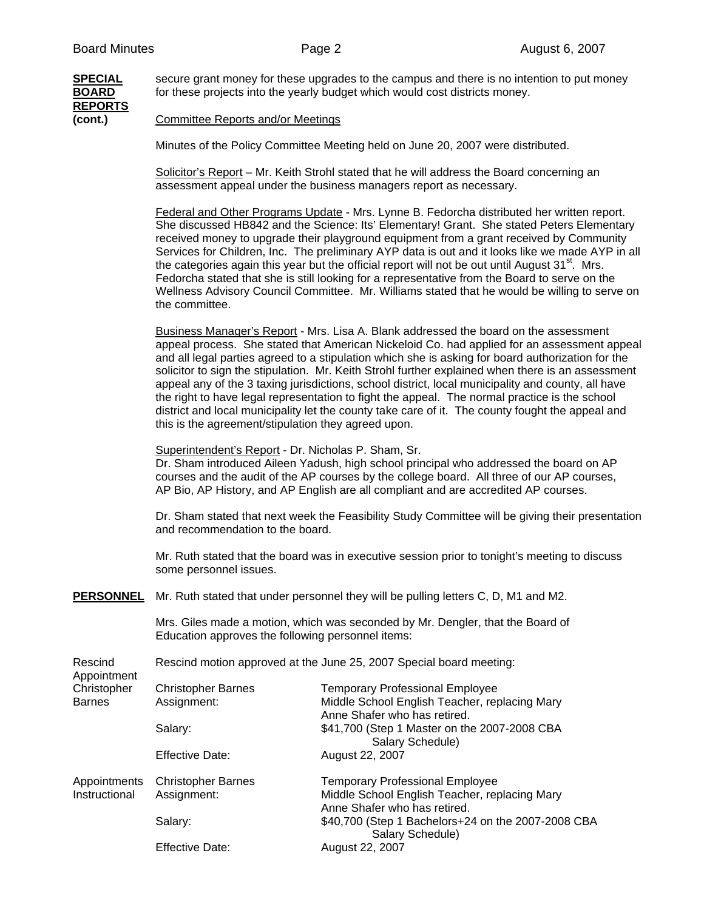**SPECIAL BOARD REPORTS (cont.)**

secure grant money for these upgrades to the campus and there is no intention to put money for these projects into the yearly budget which would cost districts money.

Committee Reports and/or Meetings

Minutes of the Policy Committee Meeting held on June 20, 2007 were distributed.

Solicitor's Report – Mr. Keith Strohl stated that he will address the Board concerning an assessment appeal under the business managers report as necessary.

Federal and Other Programs Update - Mrs. Lynne B. Fedorcha distributed her written report. She discussed HB842 and the Science: Its' Elementary! Grant. She stated Peters Elementary received money to upgrade their playground equipment from a grant received by Community Services for Children, Inc. The preliminary AYP data is out and it looks like we made AYP in all the categories again this year but the official report will not be out until August 31st. Mrs. Fedorcha stated that she is still looking for a representative from the Board to serve on the Wellness Advisory Council Committee. Mr. Williams stated that he would be willing to serve on the committee.

Business Manager's Report - Mrs. Lisa A. Blank addressed the board on the assessment appeal process. She stated that American Nickeloid Co. had applied for an assessment appeal and all legal parties agreed to a stipulation which she is asking for board authorization for the solicitor to sign the stipulation. Mr. Keith Strohl further explained when there is an assessment appeal any of the 3 taxing jurisdictions, school district, local municipality and county, all have the right to have legal representation to fight the appeal. The normal practice is the school district and local municipality let the county take care of it. The county fought the appeal and this is the agreement/stipulation they agreed upon.

Superintendent's Report - Dr. Nicholas P. Sham, Sr.
Dr. Sham introduced Aileen Yadush, high school principal who addressed the board on AP courses and the audit of the AP courses by the college board. All three of our AP courses, AP Bio, AP History, and AP English are all compliant and are accredited AP courses.

Dr. Sham stated that next week the Feasibility Study Committee will be giving their presentation and recommendation to the board.

Mr. Ruth stated that the board was in executive session prior to tonight's meeting to discuss some personnel issues.

**PERSONNEL**

Mr. Ruth stated that under personnel they will be pulling letters C, D, M1 and M2.

Mrs. Giles made a motion, which was seconded by Mr. Dengler, that the Board of Education approves the following personnel items:

Rescind Appointment Christopher Barnes

Rescind motion approved at the June 25, 2007 Special board meeting:

| | |
|---|---|
| Christopher Barnes | Temporary Professional Employee |
| Assignment: | Middle School English Teacher, replacing Mary Anne Shafer who has retired. |
| Salary: | $41,700 (Step 1 Master on the 2007-2008 CBA Salary Schedule) |
| Effective Date: | August 22, 2007 |

Appointments Instructional

| | |
|---|---|
| Christopher Barnes | Temporary Professional Employee |
| Assignment: | Middle School English Teacher, replacing Mary Anne Shafer who has retired. |
| Salary: | $40,700 (Step 1 Bachelors+24 on the 2007-2008 CBA Salary Schedule) |
| Effective Date: | August 22, 2007 |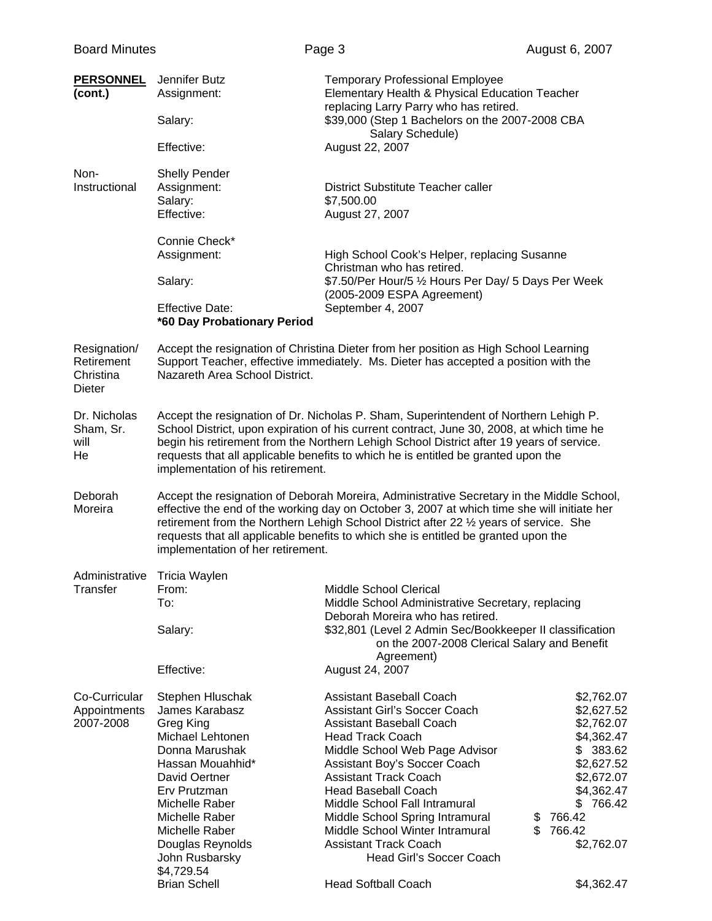**PERSONNEL (cont.)**

Jennifer Butz — Temporary Professional Employee

| | |
|---|---|
| Assignment: | Elementary Health & Physical Education Teacher replacing Larry Parry who has retired. |
| Salary: | $39,000 (Step 1 Bachelors on the 2007-2008 CBA Salary Schedule) |
| Effective: | August 22, 2007 |

**Non-Instructional**

Shelly Pender

| | |
|---|---|
| Assignment: | District Substitute Teacher caller |
| Salary: | $7,500.00 |
| Effective: | August 27, 2007 |

Connie Check*

| | |
|---|---|
| Assignment: | High School Cook's Helper, replacing Susanne Christman who has retired. |
| Salary: | $7.50/Per Hour/5 ½ Hours Per Day/ 5 Days Per Week (2005-2009 ESPA Agreement) |
| Effective Date: | September 4, 2007 |

**\*60 Day Probationary Period**

**Resignation/ Retirement Christina Dieter**

Accept the resignation of Christina Dieter from her position as High School Learning Support Teacher, effective immediately. Ms. Dieter has accepted a position with the Nazareth Area School District.

**Dr. Nicholas Sham, Sr.**

Accept the resignation of Dr. Nicholas P. Sham, Superintendent of Northern Lehigh P. School District, upon expiration of his current contract, June 30, 2008, at which time he will begin his retirement from the Northern Lehigh School District after 19 years of service. He requests that all applicable benefits to which he is entitled be granted upon the implementation of his retirement.

**Deborah Moreira**

Accept the resignation of Deborah Moreira, Administrative Secretary in the Middle School, effective the end of the working day on October 3, 2007 at which time she will initiate her retirement from the Northern Lehigh School District after 22 ½ years of service. She requests that all applicable benefits to which she is entitled be granted upon the implementation of her retirement.

**Administrative Transfer**

Tricia Waylen

| | |
|---|---|
| From: | Middle School Clerical |
| To: | Middle School Administrative Secretary, replacing Deborah Moreira who has retired. |
| Salary: | $32,801 (Level 2 Admin Sec/Bookkeeper II classification on the 2007-2008 Clerical Salary and Benefit Agreement) |
| Effective: | August 24, 2007 |

**Co-Curricular Appointments 2007-2008**

| Name | Position | Amount |
|---|---|---|
| Stephen Hluschak | Assistant Baseball Coach | $2,762.07 |
| James Karabasz | Assistant Girl's Soccer Coach | $2,627.52 |
| Greg King | Assistant Baseball Coach | $2,762.07 |
| Michael Lehtonen | Head Track Coach | $4,362.47 |
| Donna Marushak | Middle School Web Page Advisor | $ 383.62 |
| Hassan Mouahhid* | Assistant Boy's Soccer Coach | $2,627.52 |
| David Oertner | Assistant Track Coach | $2,672.07 |
| Erv Prutzman | Head Baseball Coach | $4,362.47 |
| Michelle Raber | Middle School Fall Intramural | $ 766.42 |
| Michelle Raber | Middle School Spring Intramural | $ 766.42 |
| Michelle Raber | Middle School Winter Intramural | $ 766.42 |
| Douglas Reynolds | Assistant Track Coach | $2,762.07 |
| John Rusbarsky | Head Girl's Soccer Coach | $4,729.54 |
| Brian Schell | Head Softball Coach | $4,362.47 |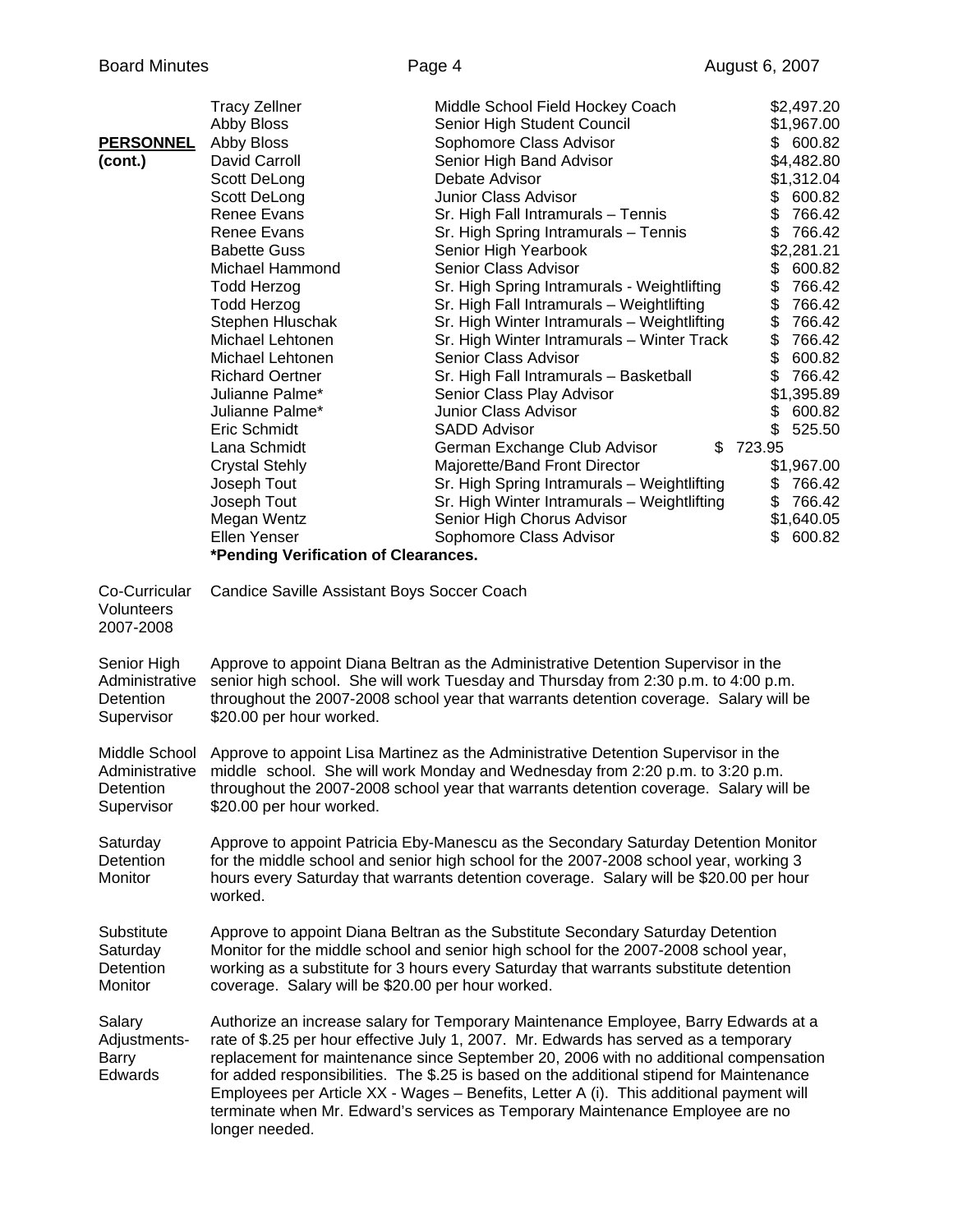**PERSONNEL (cont.)**

| Name | Position | Amount |
|---|---|---|
| Tracy Zellner | Middle School Field Hockey Coach | $2,497.20 |
| Abby Bloss | Senior High Student Council | $1,967.00 |
| Abby Bloss | Sophomore Class Advisor | $ 600.82 |
| David Carroll | Senior High Band Advisor | $4,482.80 |
| Scott DeLong | Debate Advisor | $1,312.04 |
| Scott DeLong | Junior Class Advisor | $ 600.82 |
| Renee Evans | Sr. High Fall Intramurals – Tennis | $ 766.42 |
| Renee Evans | Sr. High Spring Intramurals – Tennis | $ 766.42 |
| Babette Guss | Senior High Yearbook | $2,281.21 |
| Michael Hammond | Senior Class Advisor | $ 600.82 |
| Todd Herzog | Sr. High Spring Intramurals - Weightlifting | $ 766.42 |
| Todd Herzog | Sr. High Fall Intramurals – Weightlifting | $ 766.42 |
| Stephen Hluschak | Sr. High Winter Intramurals – Weightlifting | $ 766.42 |
| Michael Lehtonen | Sr. High Winter Intramurals – Winter Track | $ 766.42 |
| Michael Lehtonen | Senior Class Advisor | $ 600.82 |
| Richard Oertner | Sr. High Fall Intramurals – Basketball | $ 766.42 |
| Julianne Palme* | Senior Class Play Advisor | $1,395.89 |
| Julianne Palme* | Junior Class Advisor | $ 600.82 |
| Eric Schmidt | SADD Advisor | $ 525.50 |
| Lana Schmidt | German Exchange Club Advisor | $ 723.95 |
| Crystal Stehly | Majorette/Band Front Director | $1,967.00 |
| Joseph Tout | Sr. High Spring Intramurals – Weightlifting | $ 766.42 |
| Joseph Tout | Sr. High Winter Intramurals – Weightlifting | $ 766.42 |
| Megan Wentz | Senior High Chorus Advisor | $1,640.05 |
| Ellen Yenser | Sophomore Class Advisor | $ 600.82 |

**\*Pending Verification of Clearances.**

**Co-Curricular Volunteers 2007-2008**

Candice Saville Assistant Boys Soccer Coach

**Senior High Administrative Detention Supervisor**

Approve to appoint Diana Beltran as the Administrative Detention Supervisor in the senior high school. She will work Tuesday and Thursday from 2:30 p.m. to 4:00 p.m. throughout the 2007-2008 school year that warrants detention coverage. Salary will be $20.00 per hour worked.

**Middle School Administrative Detention Supervisor**

Approve to appoint Lisa Martinez as the Administrative Detention Supervisor in the middle school. She will work Monday and Wednesday from 2:20 p.m. to 3:20 p.m. throughout the 2007-2008 school year that warrants detention coverage. Salary will be $20.00 per hour worked.

**Saturday Detention Monitor**

Approve to appoint Patricia Eby-Manescu as the Secondary Saturday Detention Monitor for the middle school and senior high school for the 2007-2008 school year, working 3 hours every Saturday that warrants detention coverage. Salary will be $20.00 per hour worked.

**Substitute Saturday Detention Monitor**

Approve to appoint Diana Beltran as the Substitute Secondary Saturday Detention Monitor for the middle school and senior high school for the 2007-2008 school year, working as a substitute for 3 hours every Saturday that warrants substitute detention coverage. Salary will be $20.00 per hour worked.

**Salary Adjustments-Barry Edwards**

Authorize an increase salary for Temporary Maintenance Employee, Barry Edwards at a rate of $.25 per hour effective July 1, 2007. Mr. Edwards has served as a temporary replacement for maintenance since September 20, 2006 with no additional compensation for added responsibilities. The $.25 is based on the additional stipend for Maintenance Employees per Article XX - Wages – Benefits, Letter A (i). This additional payment will terminate when Mr. Edward's services as Temporary Maintenance Employee are no longer needed.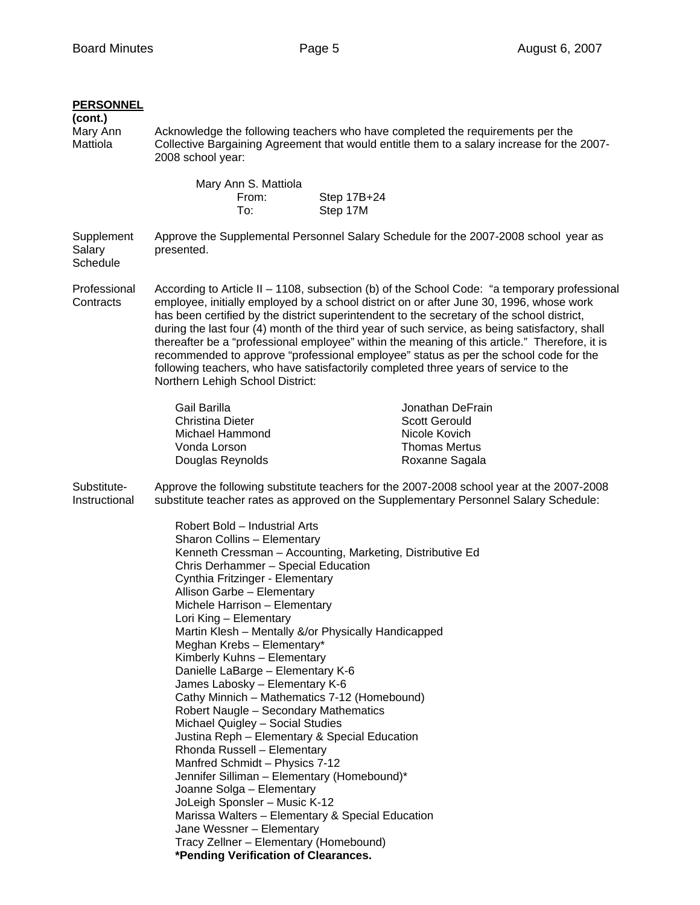**PERSONNEL (cont.)**

**Mary Ann Mattiola**

Acknowledge the following teachers who have completed the requirements per the Collective Bargaining Agreement that would entitle them to a salary increase for the 2007-2008 school year:

Mary Ann S. Mattiola
From: Step 17B+24
To: Step 17M

**Supplement Salary Schedule**

Approve the Supplemental Personnel Salary Schedule for the 2007-2008 school year as presented.

**Professional Contracts**

According to Article II – 1108, subsection (b) of the School Code: "a temporary professional employee, initially employed by a school district on or after June 30, 1996, whose work has been certified by the district superintendent to the secretary of the school district, during the last four (4) month of the third year of such service, as being satisfactory, shall thereafter be a "professional employee" within the meaning of this article." Therefore, it is recommended to approve "professional employee" status as per the school code for the following teachers, who have satisfactorily completed three years of service to the Northern Lehigh School District:

Gail Barilla
Jonathan DeFrain
Christina Dieter
Scott Gerould
Michael Hammond
Nicole Kovich
Vonda Lorson
Thomas Mertus
Douglas Reynolds
Roxanne Sagala

**Substitute-Instructional**

Approve the following substitute teachers for the 2007-2008 school year at the 2007-2008 substitute teacher rates as approved on the Supplementary Personnel Salary Schedule:

Robert Bold – Industrial Arts
Sharon Collins – Elementary
Kenneth Cressman – Accounting, Marketing, Distributive Ed
Chris Derhammer – Special Education
Cynthia Fritzinger - Elementary
Allison Garbe – Elementary
Michele Harrison – Elementary
Lori King – Elementary
Martin Klesh – Mentally &/or Physically Handicapped
Meghan Krebs – Elementary*
Kimberly Kuhns – Elementary
Danielle LaBarge – Elementary K-6
James Labosky – Elementary K-6
Cathy Minnich – Mathematics 7-12 (Homebound)
Robert Naugle – Secondary Mathematics
Michael Quigley – Social Studies
Justina Reph – Elementary & Special Education
Rhonda Russell – Elementary
Manfred Schmidt – Physics 7-12
Jennifer Silliman – Elementary (Homebound)*
Joanne Solga – Elementary
JoLeigh Sponsler – Music K-12
Marissa Walters – Elementary & Special Education
Jane Wessner – Elementary
Tracy Zellner – Elementary (Homebound)

**\*Pending Verification of Clearances.**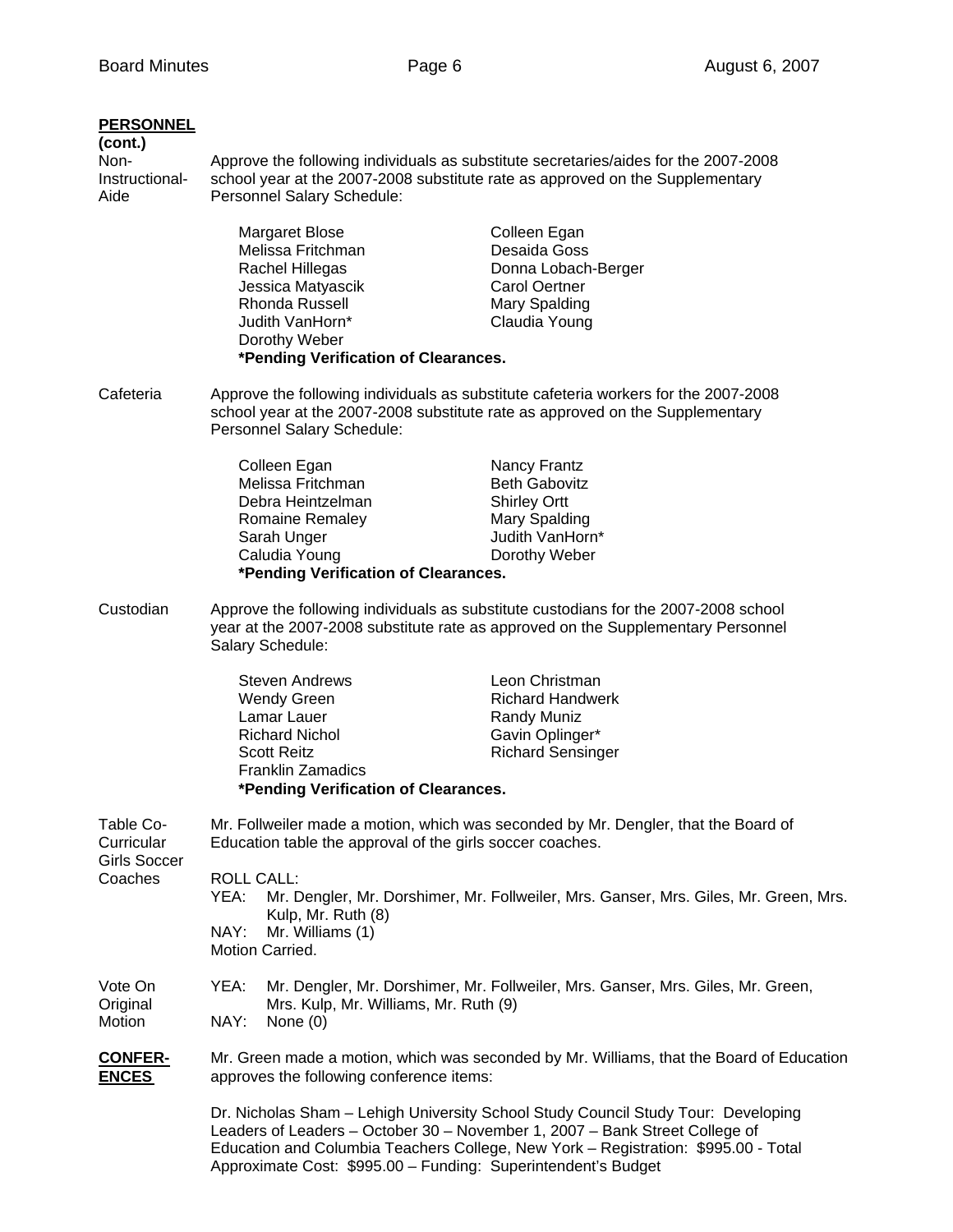**PERSONNEL (cont.)**

Non-Instructional-Aide

Approve the following individuals as substitute secretaries/aides for the 2007-2008 school year at the 2007-2008 substitute rate as approved on the Supplementary Personnel Salary Schedule:

| | |
|---|---|
| Margaret Blose | Colleen Egan |
| Melissa Fritchman | Desaida Goss |
| Rachel Hillegas | Donna Lobach-Berger |
| Jessica Matyascik | Carol Oertner |
| Rhonda Russell | Mary Spalding |
| Judith VanHorn* | Claudia Young |
| Dorothy Weber | |

**\*Pending Verification of Clearances.**

Cafeteria

Approve the following individuals as substitute cafeteria workers for the 2007-2008 school year at the 2007-2008 substitute rate as approved on the Supplementary Personnel Salary Schedule:

| | |
|---|---|
| Colleen Egan | Nancy Frantz |
| Melissa Fritchman | Beth Gabovitz |
| Debra Heintzelman | Shirley Ortt |
| Romaine Remaley | Mary Spalding |
| Sarah Unger | Judith VanHorn* |
| Caludia Young | Dorothy Weber |

**\*Pending Verification of Clearances.**

Custodian

Approve the following individuals as substitute custodians for the 2007-2008 school year at the 2007-2008 substitute rate as approved on the Supplementary Personnel Salary Schedule:

| | |
|---|---|
| Steven Andrews | Leon Christman |
| Wendy Green | Richard Handwerk |
| Lamar Lauer | Randy Muniz |
| Richard Nichol | Gavin Oplinger* |
| Scott Reitz | Richard Sensinger |
| Franklin Zamadics | |

**\*Pending Verification of Clearances.**

Table Co-Curricular Girls Soccer Coaches

Mr. Follweiler made a motion, which was seconded by Mr. Dengler, that the Board of Education table the approval of the girls soccer coaches.

ROLL CALL:
YEA: Mr. Dengler, Mr. Dorshimer, Mr. Follweiler, Mrs. Ganser, Mrs. Giles, Mr. Green, Mrs. Kulp, Mr. Ruth (8)
NAY: Mr. Williams (1)
Motion Carried.

Vote On Original Motion

YEA: Mr. Dengler, Mr. Dorshimer, Mr. Follweiler, Mrs. Ganser, Mrs. Giles, Mr. Green, Mrs. Kulp, Mr. Williams, Mr. Ruth (9)
NAY: None (0)

**CONFERENCES**

Mr. Green made a motion, which was seconded by Mr. Williams, that the Board of Education approves the following conference items:

Dr. Nicholas Sham – Lehigh University School Study Council Study Tour: Developing Leaders of Leaders – October 30 – November 1, 2007 – Bank Street College of Education and Columbia Teachers College, New York – Registration: $995.00 - Total Approximate Cost: $995.00 – Funding: Superintendent's Budget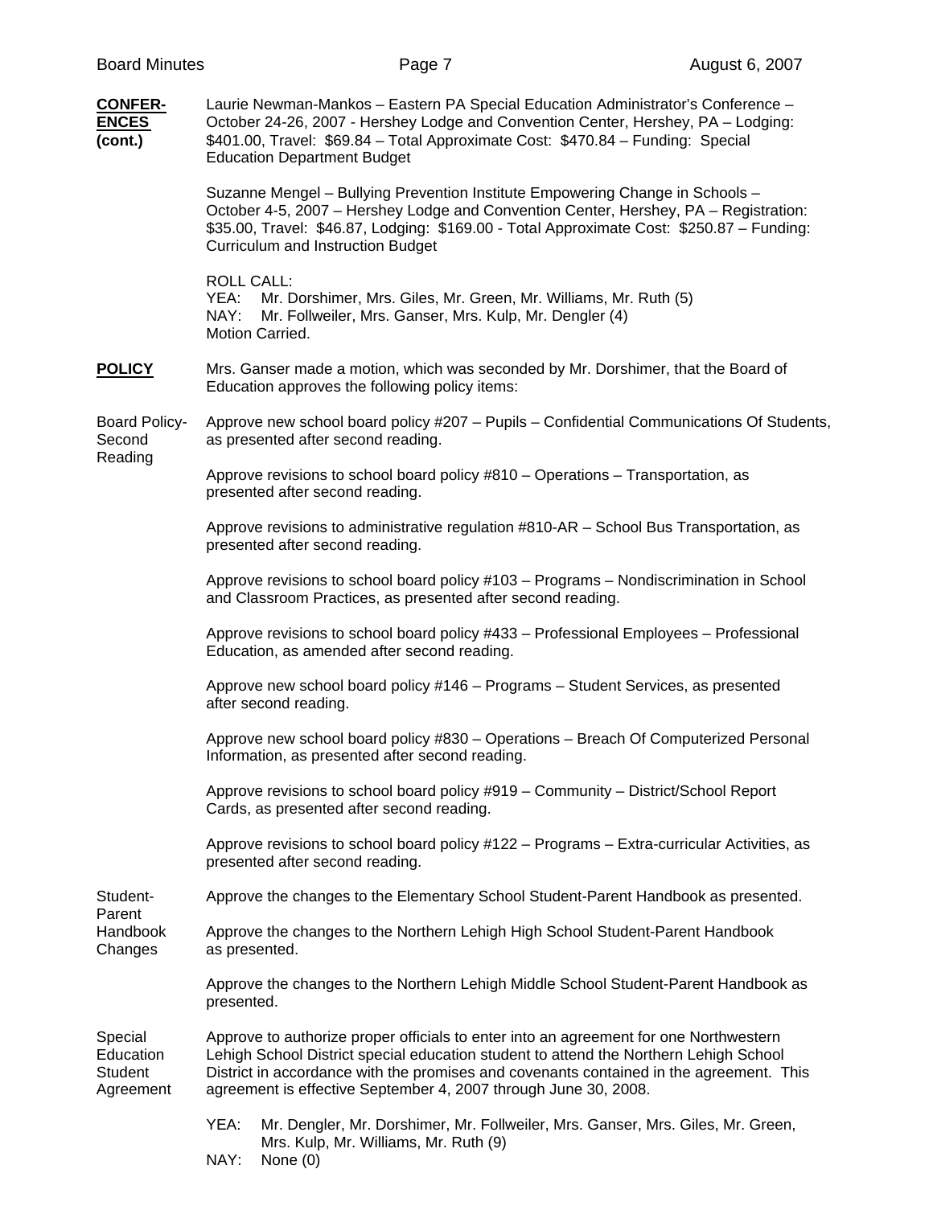**CONFERENCES (cont.)**

Laurie Newman-Mankos – Eastern PA Special Education Administrator's Conference – October 24-26, 2007 - Hershey Lodge and Convention Center, Hershey, PA – Lodging: $401.00, Travel: $69.84 – Total Approximate Cost: $470.84 – Funding: Special Education Department Budget

Suzanne Mengel – Bullying Prevention Institute Empowering Change in Schools – October 4-5, 2007 – Hershey Lodge and Convention Center, Hershey, PA – Registration: $35.00, Travel: $46.87, Lodging: $169.00 - Total Approximate Cost: $250.87 – Funding: Curriculum and Instruction Budget

ROLL CALL:
YEA: Mr. Dorshimer, Mrs. Giles, Mr. Green, Mr. Williams, Mr. Ruth (5)
NAY: Mr. Follweiler, Mrs. Ganser, Mrs. Kulp, Mr. Dengler (4)
Motion Carried.

**POLICY**

Mrs. Ganser made a motion, which was seconded by Mr. Dorshimer, that the Board of Education approves the following policy items:

Board Policy- Second Reading

Approve new school board policy #207 – Pupils – Confidential Communications Of Students, as presented after second reading.

Approve revisions to school board policy #810 – Operations – Transportation, as presented after second reading.

Approve revisions to administrative regulation #810-AR – School Bus Transportation, as presented after second reading.

Approve revisions to school board policy #103 – Programs – Nondiscrimination in School and Classroom Practices, as presented after second reading.

Approve revisions to school board policy #433 – Professional Employees – Professional Education, as amended after second reading.

Approve new school board policy #146 – Programs – Student Services, as presented after second reading.

Approve new school board policy #830 – Operations – Breach Of Computerized Personal Information, as presented after second reading.

Approve revisions to school board policy #919 – Community – District/School Report Cards, as presented after second reading.

Approve revisions to school board policy #122 – Programs – Extra-curricular Activities, as presented after second reading.

Student-Parent Handbook Changes

Approve the changes to the Elementary School Student-Parent Handbook as presented.

Approve the changes to the Northern Lehigh High School Student-Parent Handbook as presented.

Approve the changes to the Northern Lehigh Middle School Student-Parent Handbook as presented.

Special Education Student Agreement

Approve to authorize proper officials to enter into an agreement for one Northwestern Lehigh School District special education student to attend the Northern Lehigh School District in accordance with the promises and covenants contained in the agreement. This agreement is effective September 4, 2007 through June 30, 2008.

YEA: Mr. Dengler, Mr. Dorshimer, Mr. Follweiler, Mrs. Ganser, Mrs. Giles, Mr. Green, Mrs. Kulp, Mr. Williams, Mr. Ruth (9)
NAY: None (0)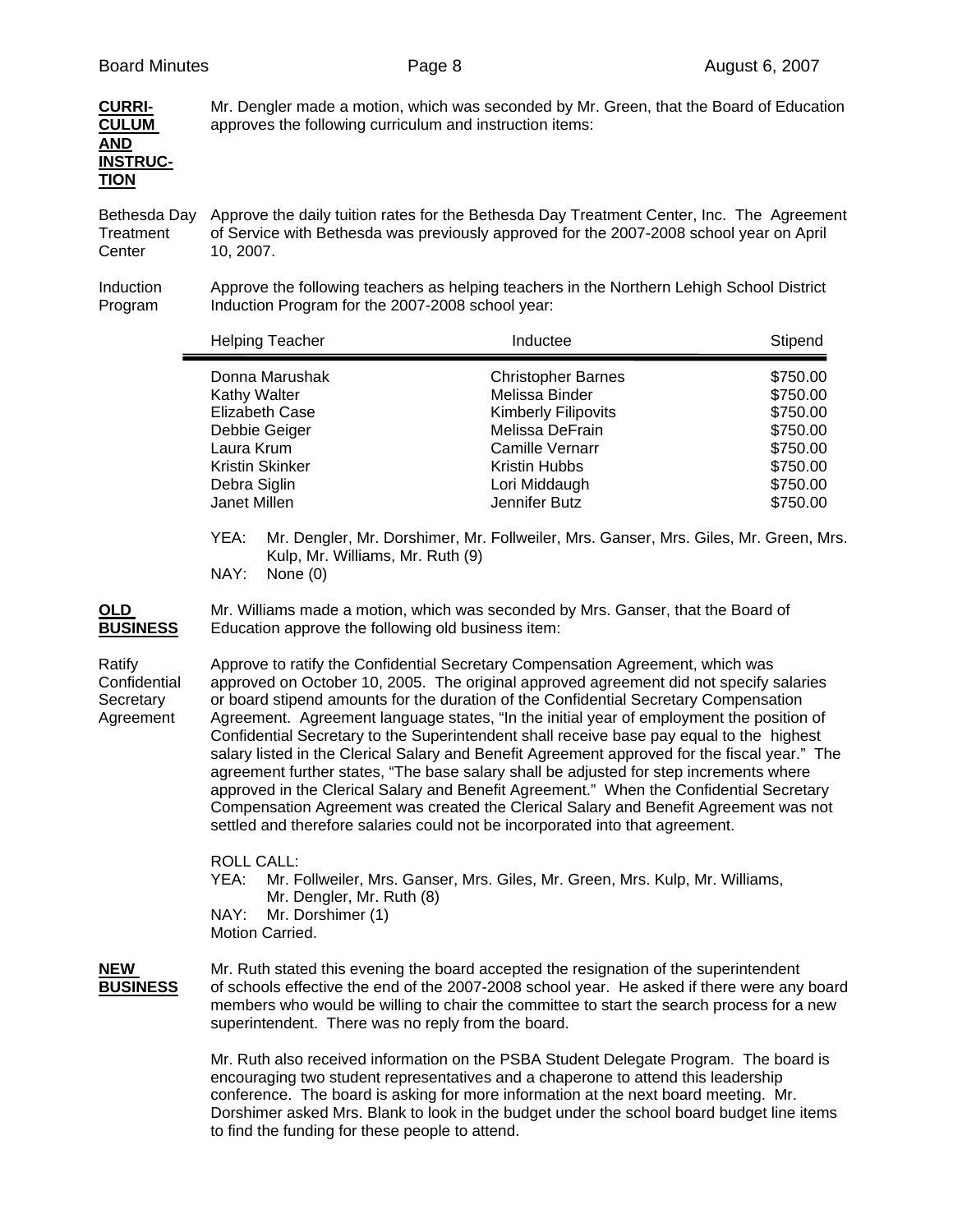**CURRICULUM AND INSTRUCTION**

Mr. Dengler made a motion, which was seconded by Mr. Green, that the Board of Education approves the following curriculum and instruction items:

Bethesda Day Treatment Center

Approve the daily tuition rates for the Bethesda Day Treatment Center, Inc. The Agreement of Service with Bethesda was previously approved for the 2007-2008 school year on April 10, 2007.

Induction Program

Approve the following teachers as helping teachers in the Northern Lehigh School District Induction Program for the 2007-2008 school year:

| Helping Teacher | Inductee | Stipend |
|---|---|---|
| Donna Marushak | Christopher Barnes | \$750.00 |
| Kathy Walter | Melissa Binder | \$750.00 |
| Elizabeth Case | Kimberly Filipovits | \$750.00 |
| Debbie Geiger | Melissa DeFrain | \$750.00 |
| Laura Krum | Camille Vernarr | \$750.00 |
| Kristin Skinker | Kristin Hubbs | \$750.00 |
| Debra Siglin | Lori Middaugh | \$750.00 |
| Janet Millen | Jennifer Butz | \$750.00 |

YEA: Mr. Dengler, Mr. Dorshimer, Mr. Follweiler, Mrs. Ganser, Mrs. Giles, Mr. Green, Mrs. Kulp, Mr. Williams, Mr. Ruth (9)
NAY: None (0)

**OLD BUSINESS**

Mr. Williams made a motion, which was seconded by Mrs. Ganser, that the Board of Education approve the following old business item:

Ratify Confidential Secretary Agreement

Approve to ratify the Confidential Secretary Compensation Agreement, which was approved on October 10, 2005. The original approved agreement did not specify salaries or board stipend amounts for the duration of the Confidential Secretary Compensation Agreement. Agreement language states, "In the initial year of employment the position of Confidential Secretary to the Superintendent shall receive base pay equal to the highest salary listed in the Clerical Salary and Benefit Agreement approved for the fiscal year." The agreement further states, "The base salary shall be adjusted for step increments where approved in the Clerical Salary and Benefit Agreement." When the Confidential Secretary Compensation Agreement was created the Clerical Salary and Benefit Agreement was not settled and therefore salaries could not be incorporated into that agreement.

ROLL CALL:
YEA: Mr. Follweiler, Mrs. Ganser, Mrs. Giles, Mr. Green, Mrs. Kulp, Mr. Williams, Mr. Dengler, Mr. Ruth (8)
NAY: Mr. Dorshimer (1)
Motion Carried.

**NEW BUSINESS**

Mr. Ruth stated this evening the board accepted the resignation of the superintendent of schools effective the end of the 2007-2008 school year. He asked if there were any board members who would be willing to chair the committee to start the search process for a new superintendent. There was no reply from the board.

Mr. Ruth also received information on the PSBA Student Delegate Program. The board is encouraging two student representatives and a chaperone to attend this leadership conference. The board is asking for more information at the next board meeting. Mr. Dorshimer asked Mrs. Blank to look in the budget under the school board budget line items to find the funding for these people to attend.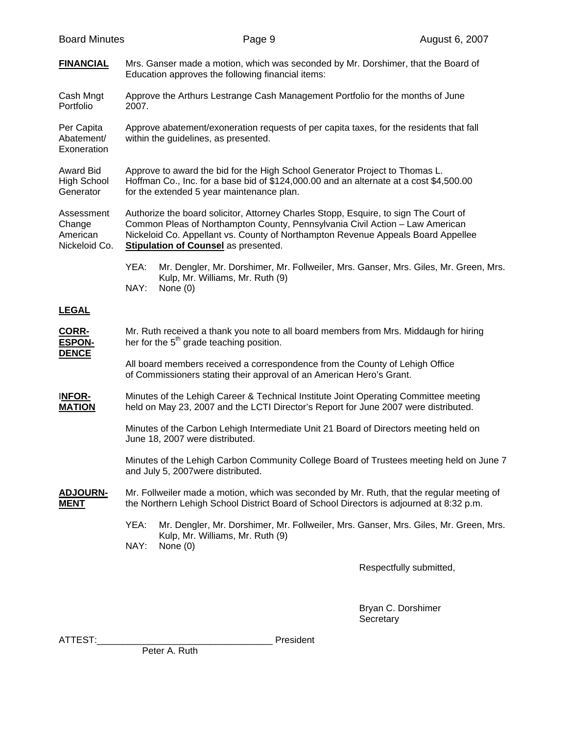**FINANCIAL** Mrs. Ganser made a motion, which was seconded by Mr. Dorshimer, that the Board of Education approves the following financial items:

Cash Mngt Portfolio — Approve the Arthurs Lestrange Cash Management Portfolio for the months of June 2007.

Per Capita Abatement/ Exoneration — Approve abatement/exoneration requests of per capita taxes, for the residents that fall within the guidelines, as presented.

Award Bid High School Generator — Approve to award the bid for the High School Generator Project to Thomas L. Hoffman Co., Inc. for a base bid of $124,000.00 and an alternate at a cost $4,500.00 for the extended 5 year maintenance plan.

Assessment Change American Nickeloid Co. — Authorize the board solicitor, Attorney Charles Stopp, Esquire, to sign The Court of Common Pleas of Northampton County, Pennsylvania Civil Action – Law American Nickeloid Co. Appellant vs. County of Northampton Revenue Appeals Board Appellee **Stipulation of Counsel** as presented.

YEA: Mr. Dengler, Mr. Dorshimer, Mr. Follweiler, Mrs. Ganser, Mrs. Giles, Mr. Green, Mrs. Kulp, Mr. Williams, Mr. Ruth (9)
NAY: None (0)

**LEGAL**

**CORRESPONDENCE** Mr. Ruth received a thank you note to all board members from Mrs. Middaugh for hiring her for the 5th grade teaching position.

All board members received a correspondence from the County of Lehigh Office of Commissioners stating their approval of an American Hero's Grant.

**INFORMATION** Minutes of the Lehigh Career & Technical Institute Joint Operating Committee meeting held on May 23, 2007 and the LCTI Director's Report for June 2007 were distributed.

Minutes of the Carbon Lehigh Intermediate Unit 21 Board of Directors meeting held on June 18, 2007 were distributed.

Minutes of the Lehigh Carbon Community College Board of Trustees meeting held on June 7 and July 5, 2007were distributed.

**ADJOURNMENT** Mr. Follweiler made a motion, which was seconded by Mr. Ruth, that the regular meeting of the Northern Lehigh School District Board of School Directors is adjourned at 8:32 p.m.

YEA: Mr. Dengler, Mr. Dorshimer, Mr. Follweiler, Mrs. Ganser, Mrs. Giles, Mr. Green, Mrs. Kulp, Mr. Williams, Mr. Ruth (9)
NAY: None (0)

Respectfully submitted,

Bryan C. Dorshimer
Secretary

ATTEST:_________________________________ President
Peter A. Ruth